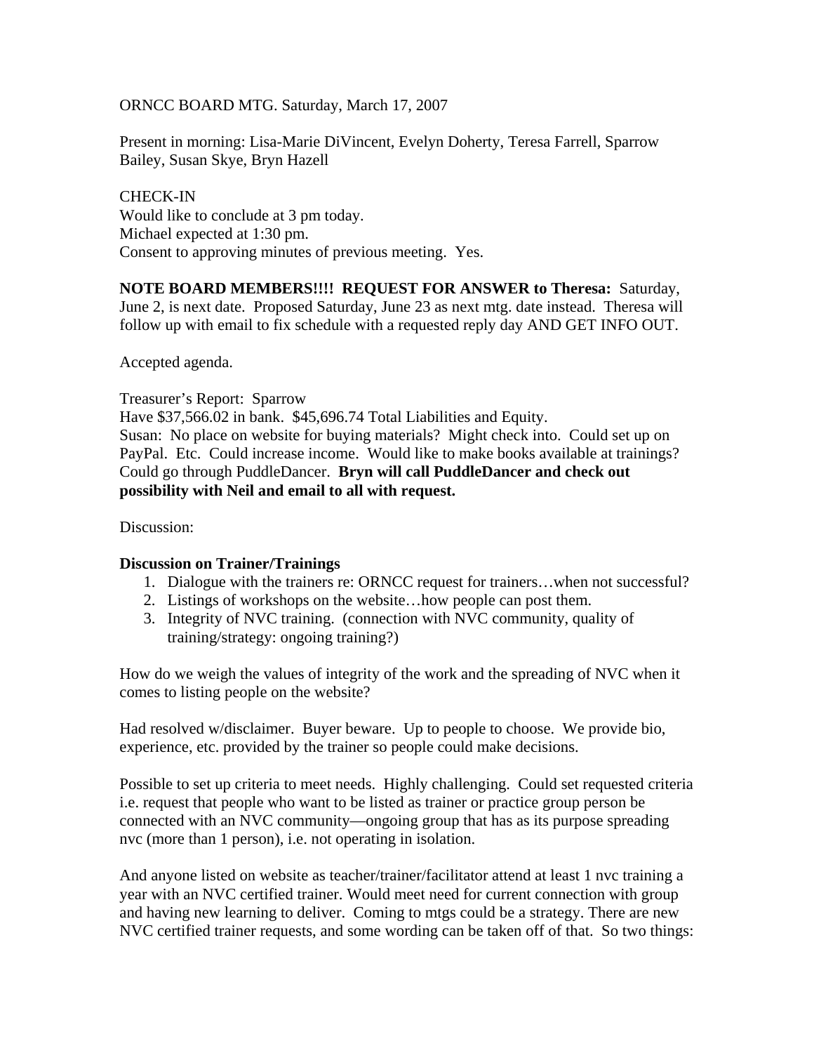ORNCC BOARD MTG. Saturday, March 17, 2007

Present in morning: Lisa-Marie DiVincent, Evelyn Doherty, Teresa Farrell, Sparrow Bailey, Susan Skye, Bryn Hazell

CHECK-IN
Would like to conclude at 3 pm today.
Michael expected at 1:30 pm.
Consent to approving minutes of previous meeting. Yes.

**NOTE BOARD MEMBERS!!!! REQUEST FOR ANSWER to Theresa:** Saturday, June 2, is next date. Proposed Saturday, June 23 as next mtg. date instead. Theresa will follow up with email to fix schedule with a requested reply day AND GET INFO OUT.

Accepted agenda.

Treasurer's Report: Sparrow
Have $37,566.02 in bank. $45,696.74 Total Liabilities and Equity.
Susan: No place on website for buying materials? Might check into. Could set up on PayPal. Etc. Could increase income. Would like to make books available at trainings? Could go through PuddleDancer. **Bryn will call PuddleDancer and check out possibility with Neil and email to all with request.**

Discussion:

**Discussion on Trainer/Trainings**

1. Dialogue with the trainers re: ORNCC request for trainers…when not successful?
2. Listings of workshops on the website…how people can post them.
3. Integrity of NVC training. (connection with NVC community, quality of training/strategy: ongoing training?)

How do we weigh the values of integrity of the work and the spreading of NVC when it comes to listing people on the website?

Had resolved w/disclaimer. Buyer beware. Up to people to choose. We provide bio, experience, etc. provided by the trainer so people could make decisions.

Possible to set up criteria to meet needs. Highly challenging. Could set requested criteria i.e. request that people who want to be listed as trainer or practice group person be connected with an NVC community—ongoing group that has as its purpose spreading nvc (more than 1 person), i.e. not operating in isolation.

And anyone listed on website as teacher/trainer/facilitator attend at least 1 nvc training a year with an NVC certified trainer. Would meet need for current connection with group and having new learning to deliver. Coming to mtgs could be a strategy. There are new NVC certified trainer requests, and some wording can be taken off of that. So two things: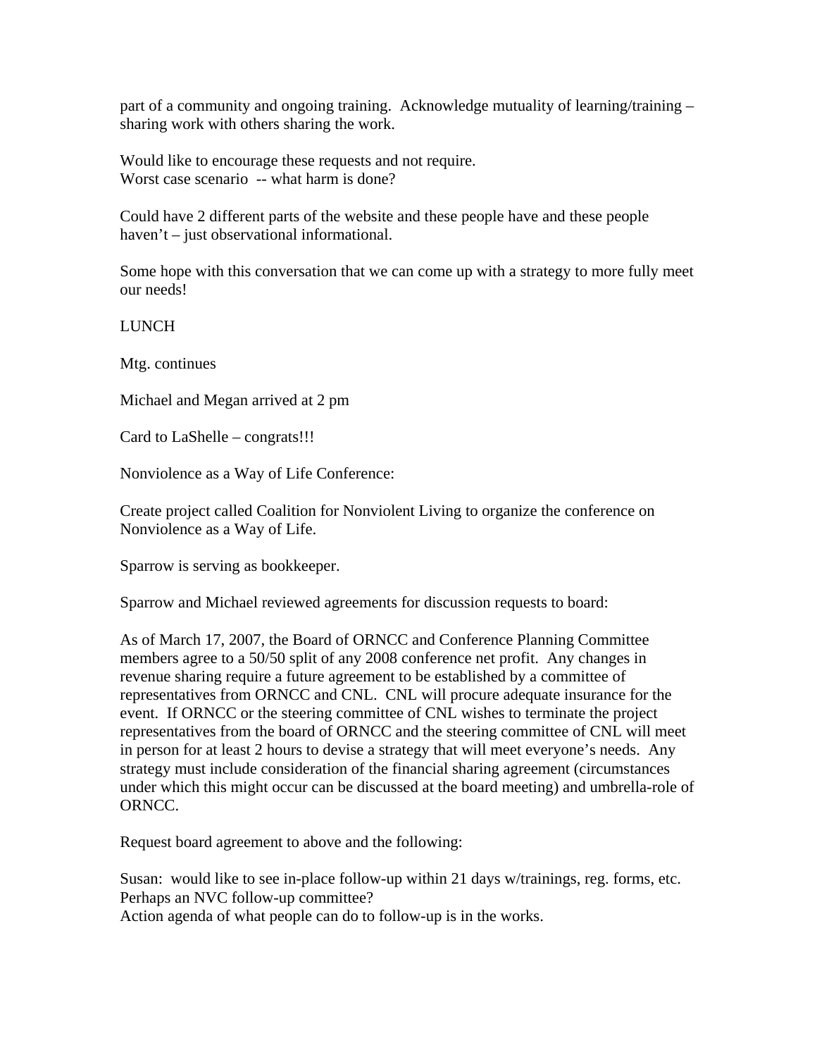part of a community and ongoing training. Acknowledge mutuality of learning/training – sharing work with others sharing the work.

Would like to encourage these requests and not require.
Worst case scenario -- what harm is done?

Could have 2 different parts of the website and these people have and these people haven't – just observational informational.

Some hope with this conversation that we can come up with a strategy to more fully meet our needs!

LUNCH

Mtg. continues

Michael and Megan arrived at 2 pm

Card to LaShelle – congrats!!!

Nonviolence as a Way of Life Conference:

Create project called Coalition for Nonviolent Living to organize the conference on Nonviolence as a Way of Life.

Sparrow is serving as bookkeeper.

Sparrow and Michael reviewed agreements for discussion requests to board:

As of March 17, 2007, the Board of ORNCC and Conference Planning Committee members agree to a 50/50 split of any 2008 conference net profit. Any changes in revenue sharing require a future agreement to be established by a committee of representatives from ORNCC and CNL. CNL will procure adequate insurance for the event. If ORNCC or the steering committee of CNL wishes to terminate the project representatives from the board of ORNCC and the steering committee of CNL will meet in person for at least 2 hours to devise a strategy that will meet everyone's needs. Any strategy must include consideration of the financial sharing agreement (circumstances under which this might occur can be discussed at the board meeting) and umbrella-role of ORNCC.

Request board agreement to above and the following:

Susan: would like to see in-place follow-up within 21 days w/trainings, reg. forms, etc. Perhaps an NVC follow-up committee?
Action agenda of what people can do to follow-up is in the works.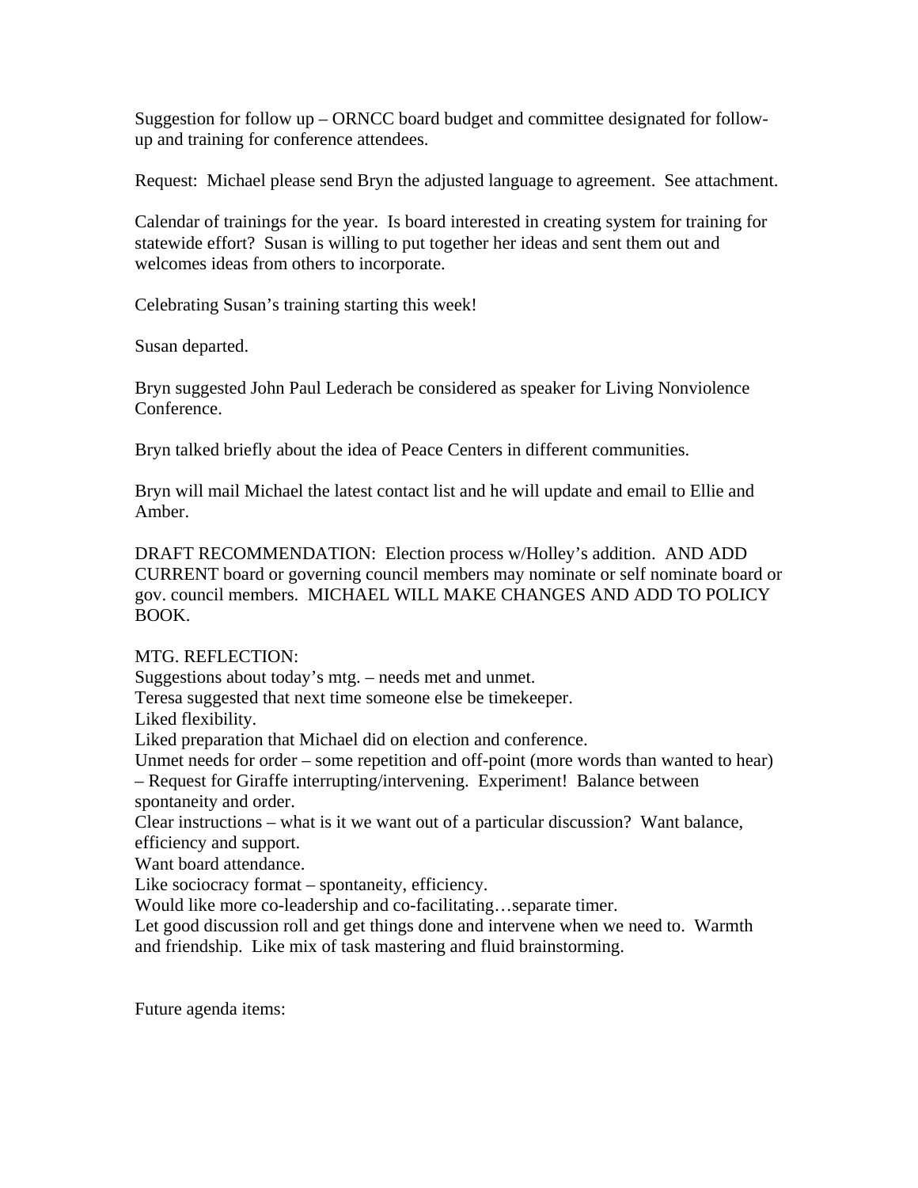Suggestion for follow up – ORNCC board budget and committee designated for follow-up and training for conference attendees.

Request: Michael please send Bryn the adjusted language to agreement. See attachment.

Calendar of trainings for the year. Is board interested in creating system for training for statewide effort? Susan is willing to put together her ideas and sent them out and welcomes ideas from others to incorporate.

Celebrating Susan's training starting this week!

Susan departed.

Bryn suggested John Paul Lederach be considered as speaker for Living Nonviolence Conference.

Bryn talked briefly about the idea of Peace Centers in different communities.

Bryn will mail Michael the latest contact list and he will update and email to Ellie and Amber.

DRAFT RECOMMENDATION: Election process w/Holley's addition. AND ADD CURRENT board or governing council members may nominate or self nominate board or gov. council members. MICHAEL WILL MAKE CHANGES AND ADD TO POLICY BOOK.

MTG. REFLECTION:
Suggestions about today's mtg. – needs met and unmet.
Teresa suggested that next time someone else be timekeeper.
Liked flexibility.
Liked preparation that Michael did on election and conference.
Unmet needs for order – some repetition and off-point (more words than wanted to hear) – Request for Giraffe interrupting/intervening. Experiment! Balance between spontaneity and order.
Clear instructions – what is it we want out of a particular discussion? Want balance, efficiency and support.
Want board attendance.
Like sociocracy format – spontaneity, efficiency.
Would like more co-leadership and co-facilitating…separate timer.
Let good discussion roll and get things done and intervene when we need to. Warmth and friendship. Like mix of task mastering and fluid brainstorming.

Future agenda items: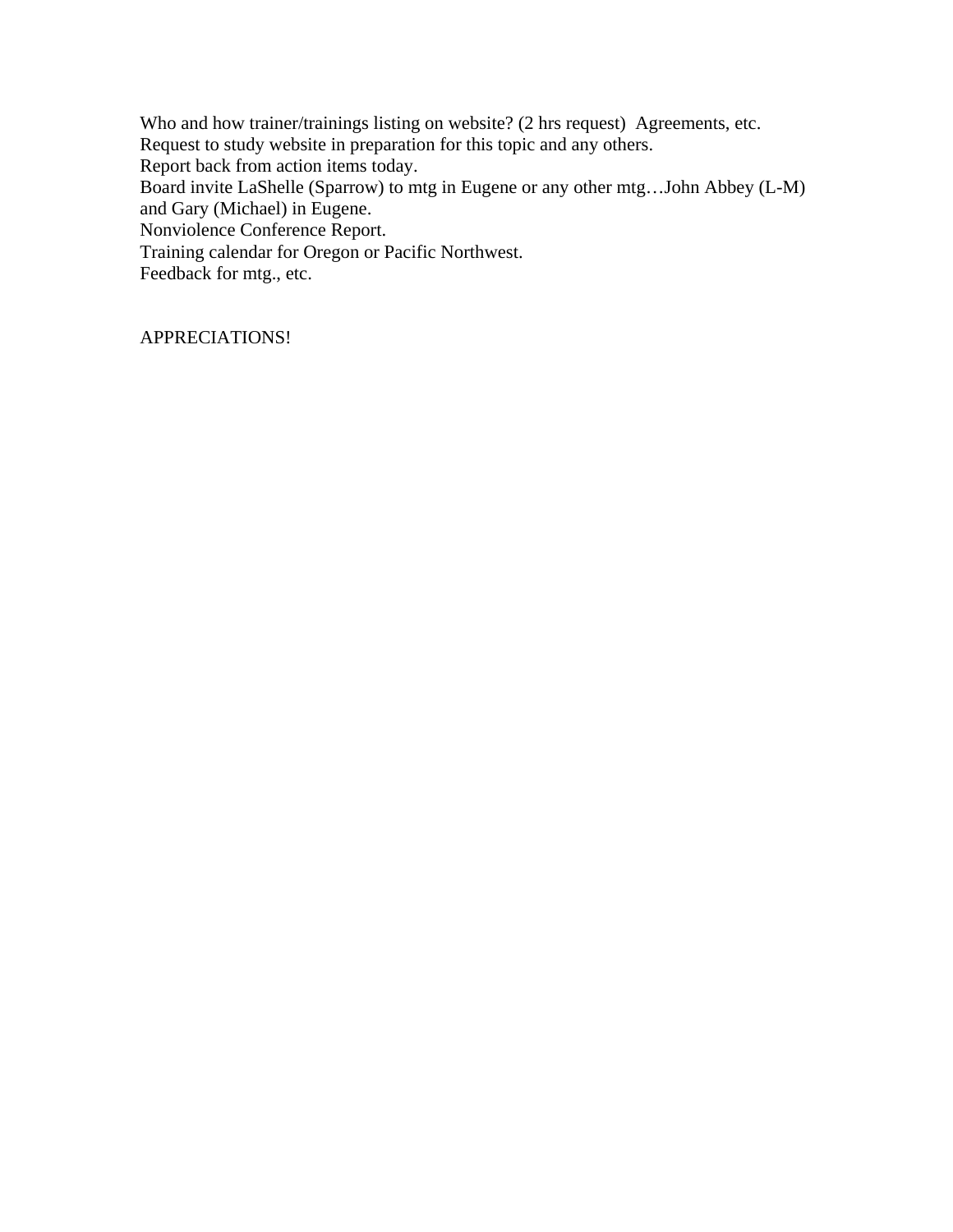Who and how trainer/trainings listing on website? (2 hrs request)  Agreements, etc.
Request to study website in preparation for this topic and any others.
Report back from action items today.
Board invite LaShelle (Sparrow) to mtg in Eugene or any other mtg…John Abbey (L-M) and Gary (Michael) in Eugene.
Nonviolence Conference Report.
Training calendar for Oregon or Pacific Northwest.
Feedback for mtg., etc.

APPRECIATIONS!